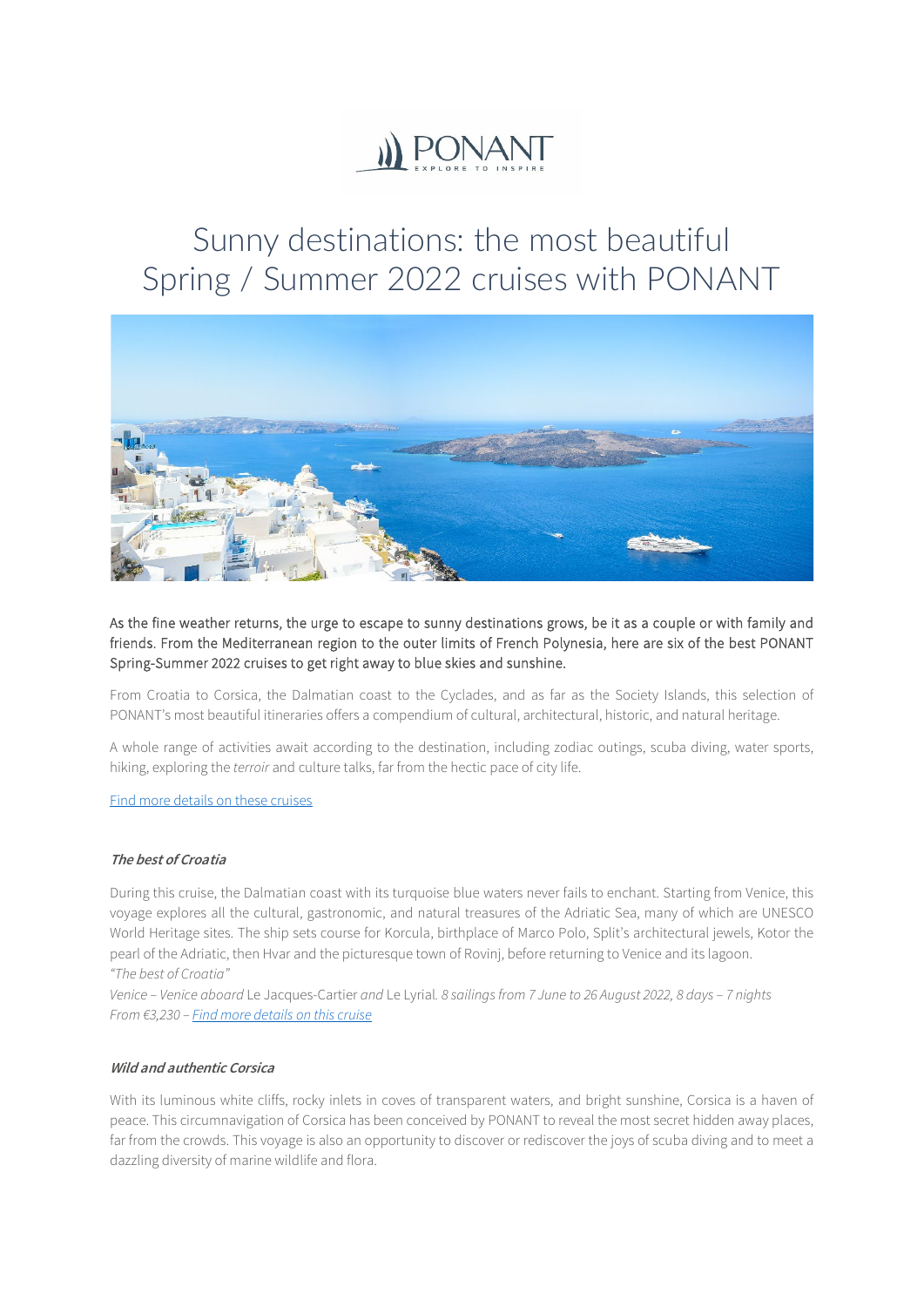PONANT
EXPLORE TO INSPIRE

# Sunny destinations: the most beautiful Spring / Summer 2022 cruises with PONANT

As the fine weather returns, the urge to escape to sunny destinations grows, be it as a couple or with family and friends. From the Mediterranean region to the outer limits of French Polynesia, here are six of the best PONANT Spring-Summer 2022 cruises to get right away to blue skies and sunshine.

From Croatia to Corsica, the Dalmatian coast to the Cyclades, and as far as the Society Islands, this selection of PONANT's most beautiful itineraries offers a compendium of cultural, architectural, historic, and natural heritage.

A whole range of activities await according to the destination, including zodiac outings, scuba diving, water sports, hiking, exploring the *terroir* and culture talks, far from the hectic pace of city life.

Find more details on these cruises

### *The best of Croatia*

During this cruise, the Dalmatian coast with its turquoise blue waters never fails to enchant. Starting from Venice, this voyage explores all the cultural, gastronomic, and natural treasures of the Adriatic Sea, many of which are UNESCO World Heritage sites. The ship sets course for Korcula, birthplace of Marco Polo, Split's architectural jewels, Kotor the pearl of the Adriatic, then Hvar and the picturesque town of Rovinj, before returning to Venice and its lagoon.
*"The best of Croatia"*
*Venice – Venice aboard* Le Jacques-Cartier *and* Le Lyrial*. 8 sailings from 7 June to 26 August 2022, 8 days – 7 nights*
*From €3,230 – Find more details on this cruise*

### *Wild and authentic Corsica*

With its luminous white cliffs, rocky inlets in coves of transparent waters, and bright sunshine, Corsica is a haven of peace. This circumnavigation of Corsica has been conceived by PONANT to reveal the most secret hidden away places, far from the crowds. This voyage is also an opportunity to discover or rediscover the joys of scuba diving and to meet a dazzling diversity of marine wildlife and flora.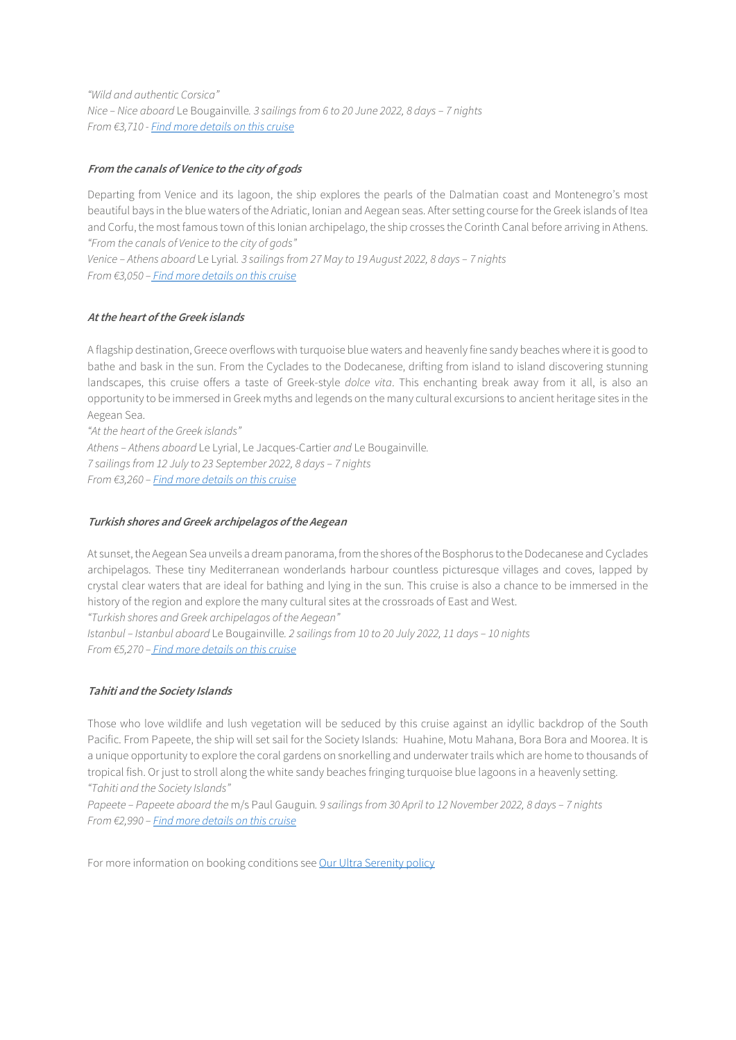*"Wild and authentic Corsica"*
*Nice – Nice aboard* Le Bougainville*. 3 sailings from 6 to 20 June 2022, 8 days – 7 nights*
*From €3,710 - [Find more details on this cruise]*

### From the canals of Venice to the city of gods

Departing from Venice and its lagoon, the ship explores the pearls of the Dalmatian coast and Montenegro's most beautiful bays in the blue waters of the Adriatic, Ionian and Aegean seas. After setting course for the Greek islands of Itea and Corfu, the most famous town of this Ionian archipelago, the ship crosses the Corinth Canal before arriving in Athens.
*"From the canals of Venice to the city of gods"*
*Venice – Athens aboard* Le Lyrial*. 3 sailings from 27 May to 19 August 2022, 8 days – 7 nights*
*From €3,050 – [Find more details on this cruise]*

### At the heart of the Greek islands

A flagship destination, Greece overflows with turquoise blue waters and heavenly fine sandy beaches where it is good to bathe and bask in the sun. From the Cyclades to the Dodecanese, drifting from island to island discovering stunning landscapes, this cruise offers a taste of Greek-style *dolce vita*. This enchanting break away from it all, is also an opportunity to be immersed in Greek myths and legends on the many cultural excursions to ancient heritage sites in the Aegean Sea.
*"At the heart of the Greek islands"*
*Athens – Athens aboard* Le Lyrial, Le Jacques-Cartier *and* Le Bougainville*.*
*7 sailings from 12 July to 23 September 2022, 8 days – 7 nights*
*From €3,260 – [Find more details on this cruise]*

### Turkish shores and Greek archipelagos of the Aegean

At sunset, the Aegean Sea unveils a dream panorama, from the shores of the Bosphorus to the Dodecanese and Cyclades archipelagos. These tiny Mediterranean wonderlands harbour countless picturesque villages and coves, lapped by crystal clear waters that are ideal for bathing and lying in the sun. This cruise is also a chance to be immersed in the history of the region and explore the many cultural sites at the crossroads of East and West.
*"Turkish shores and Greek archipelagos of the Aegean"*
*Istanbul – Istanbul aboard* Le Bougainville*. 2 sailings from 10 to 20 July 2022, 11 days – 10 nights*
*From €5,270 – [Find more details on this cruise]*

### Tahiti and the Society Islands

Those who love wildlife and lush vegetation will be seduced by this cruise against an idyllic backdrop of the South Pacific. From Papeete, the ship will set sail for the Society Islands: Huahine, Motu Mahana, Bora Bora and Moorea. It is a unique opportunity to explore the coral gardens on snorkelling and underwater trails which are home to thousands of tropical fish. Or just to stroll along the white sandy beaches fringing turquoise blue lagoons in a heavenly setting.
*"Tahiti and the Society Islands"*
*Papeete – Papeete aboard the* m/s Paul Gauguin*. 9 sailings from 30 April to 12 November 2022, 8 days – 7 nights*
*From €2,990 – [Find more details on this cruise]*

For more information on booking conditions see [Our Ultra Serenity policy]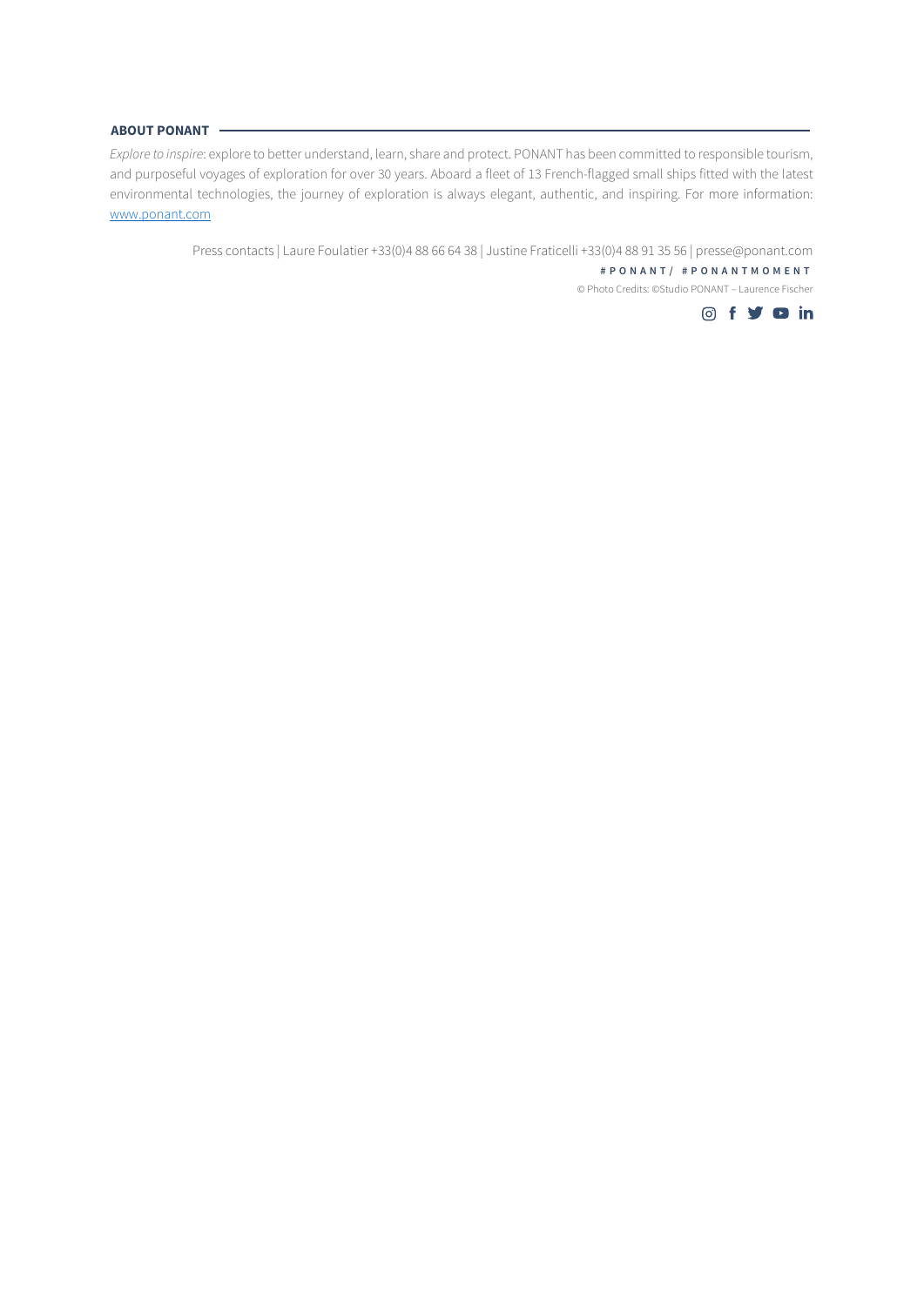## ABOUT PONANT

*Explore to inspire*: explore to better understand, learn, share and protect. PONANT has been committed to responsible tourism, and purposeful voyages of exploration for over 30 years. Aboard a fleet of 13 French-flagged small ships fitted with the latest environmental technologies, the journey of exploration is always elegant, authentic, and inspiring. For more information: [www.ponant.com](http://www.ponant.com)

Press contacts | Laure Foulatier +33(0)4 88 66 64 38 | Justine Fraticelli +33(0)4 88 91 35 56 | presse@ponant.com

**#PONANT/ #PONANTMOMENT**

© Photo Credits: ©Studio PONANT – Laurence Fischer